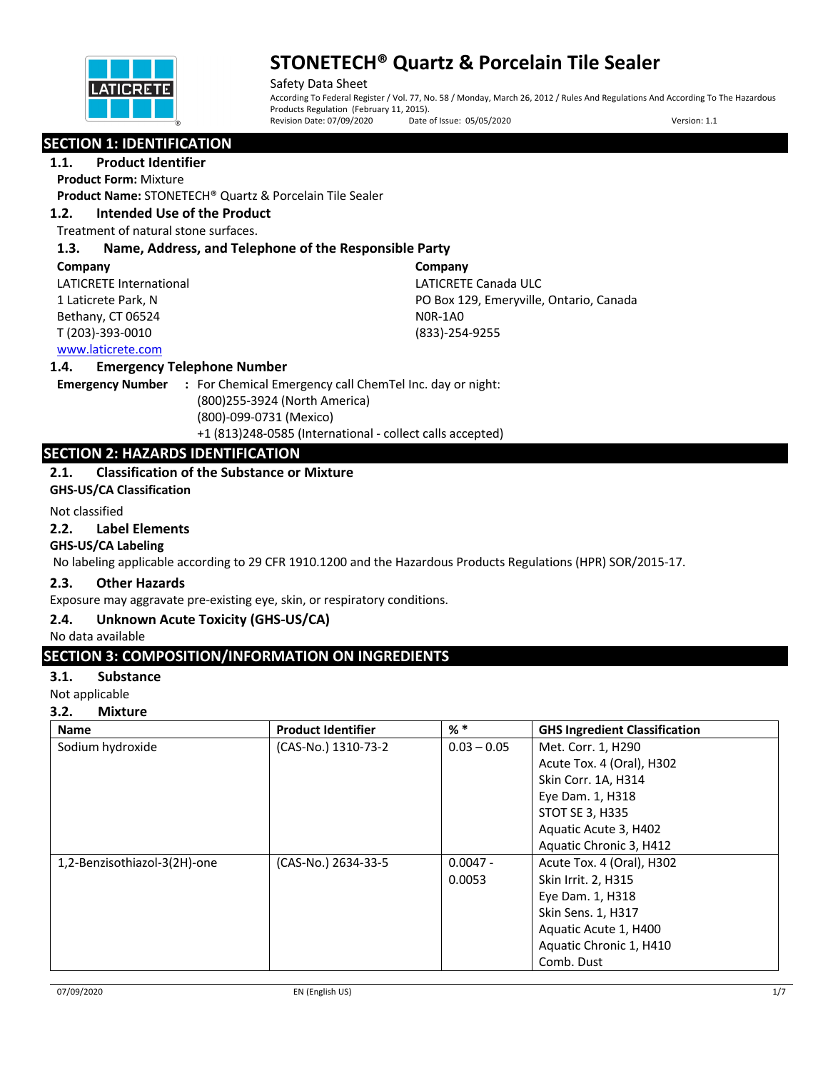# STONETECH® Quartz & Porcelain Tile Sealer

Safety Data Sheet

According To Federal Register / Vol. 77, No. 58 / Monday, March 26, 2012 / Rules And Regulations And According To The Hazardous Products Regulation (February 11, 2015).

Revision Date: 07/09/2020 Date of Issue: 05/05/2020 Version: 1.1

## SECTION 1: IDENTIFICATION

### 1.1. Product Identifier

**Product Form:** Mixture

**Product Name:** STONETECH® Quartz & Porcelain Tile Sealer

### 1.2. Intended Use of the Product

Treatment of natural stone surfaces.

### 1.3. Name, Address, and Telephone of the Responsible Party

**Company**
LATICRETE International
1 Laticrete Park, N
Bethany, CT 06524
T (203)-393-0010
www.laticrete.com

**Company**
LATICRETE Canada ULC
PO Box 129, Emeryville, Ontario, Canada
N0R-1A0
(833)-254-9255

### 1.4. Emergency Telephone Number

**Emergency Number** : For Chemical Emergency call ChemTel Inc. day or night:
(800)255-3924 (North America)
(800)-099-0731 (Mexico)
+1 (813)248-0585 (International - collect calls accepted)

## SECTION 2: HAZARDS IDENTIFICATION

### 2.1. Classification of the Substance or Mixture

**GHS-US/CA Classification**

Not classified

### 2.2. Label Elements

**GHS-US/CA Labeling**

No labeling applicable according to 29 CFR 1910.1200 and the Hazardous Products Regulations (HPR) SOR/2015-17.

### 2.3. Other Hazards

Exposure may aggravate pre-existing eye, skin, or respiratory conditions.

### 2.4. Unknown Acute Toxicity (GHS-US/CA)

No data available

## SECTION 3: COMPOSITION/INFORMATION ON INGREDIENTS

### 3.1. Substance

Not applicable

### 3.2. Mixture

| Name | Product Identifier | % * | GHS Ingredient Classification |
|---|---|---|---|
| Sodium hydroxide | (CAS-No.) 1310-73-2 | 0.03 – 0.05 | Met. Corr. 1, H290<br>Acute Tox. 4 (Oral), H302<br>Skin Corr. 1A, H314<br>Eye Dam. 1, H318<br>STOT SE 3, H335<br>Aquatic Acute 3, H402<br>Aquatic Chronic 3, H412 |
| 1,2-Benzisothiazol-3(2H)-one | (CAS-No.) 2634-33-5 | 0.0047 - 0.0053 | Acute Tox. 4 (Oral), H302<br>Skin Irrit. 2, H315<br>Eye Dam. 1, H318<br>Skin Sens. 1, H317<br>Aquatic Acute 1, H400<br>Aquatic Chronic 1, H410<br>Comb. Dust |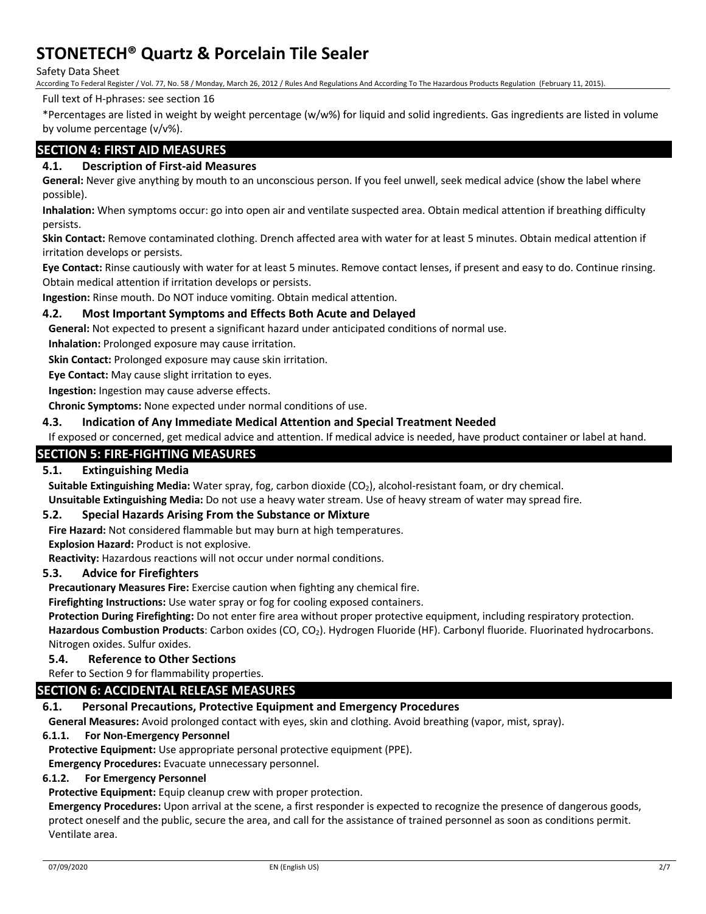Full text of H-phrases: see section 16

*Percentages are listed in weight by weight percentage (w/w%) for liquid and solid ingredients. Gas ingredients are listed in volume by volume percentage (v/v%).

## SECTION 4: FIRST AID MEASURES

### 4.1. Description of First-aid Measures

**General:** Never give anything by mouth to an unconscious person. If you feel unwell, seek medical advice (show the label where possible).

**Inhalation:** When symptoms occur: go into open air and ventilate suspected area. Obtain medical attention if breathing difficulty persists.

**Skin Contact:** Remove contaminated clothing. Drench affected area with water for at least 5 minutes. Obtain medical attention if irritation develops or persists.

**Eye Contact:** Rinse cautiously with water for at least 5 minutes. Remove contact lenses, if present and easy to do. Continue rinsing. Obtain medical attention if irritation develops or persists.

**Ingestion:** Rinse mouth. Do NOT induce vomiting. Obtain medical attention.

### 4.2. Most Important Symptoms and Effects Both Acute and Delayed

**General:** Not expected to present a significant hazard under anticipated conditions of normal use.

**Inhalation:** Prolonged exposure may cause irritation.

**Skin Contact:** Prolonged exposure may cause skin irritation.

**Eye Contact:** May cause slight irritation to eyes.

**Ingestion:** Ingestion may cause adverse effects.

**Chronic Symptoms:** None expected under normal conditions of use.

### 4.3. Indication of Any Immediate Medical Attention and Special Treatment Needed

If exposed or concerned, get medical advice and attention. If medical advice is needed, have product container or label at hand.

## SECTION 5: FIRE-FIGHTING MEASURES

### 5.1. Extinguishing Media

**Suitable Extinguishing Media:** Water spray, fog, carbon dioxide ($CO_2$), alcohol-resistant foam, or dry chemical.

**Unsuitable Extinguishing Media:** Do not use a heavy water stream. Use of heavy stream of water may spread fire.

### 5.2. Special Hazards Arising From the Substance or Mixture

**Fire Hazard:** Not considered flammable but may burn at high temperatures.

**Explosion Hazard:** Product is not explosive.

**Reactivity:** Hazardous reactions will not occur under normal conditions.

### 5.3. Advice for Firefighters

**Precautionary Measures Fire:** Exercise caution when fighting any chemical fire.

**Firefighting Instructions:** Use water spray or fog for cooling exposed containers.

**Protection During Firefighting:** Do not enter fire area without proper protective equipment, including respiratory protection.

**Hazardous Combustion Products**: Carbon oxides (CO, $CO_2$). Hydrogen Fluoride (HF). Carbonyl fluoride. Fluorinated hydrocarbons. Nitrogen oxides. Sulfur oxides.

### 5.4. Reference to Other Sections

Refer to Section 9 for flammability properties.

## SECTION 6: ACCIDENTAL RELEASE MEASURES

### 6.1. Personal Precautions, Protective Equipment and Emergency Procedures

**General Measures:** Avoid prolonged contact with eyes, skin and clothing. Avoid breathing (vapor, mist, spray).

#### 6.1.1. For Non-Emergency Personnel

**Protective Equipment:** Use appropriate personal protective equipment (PPE).

**Emergency Procedures:** Evacuate unnecessary personnel.

#### 6.1.2. For Emergency Personnel

**Protective Equipment:** Equip cleanup crew with proper protection.

**Emergency Procedures:** Upon arrival at the scene, a first responder is expected to recognize the presence of dangerous goods, protect oneself and the public, secure the area, and call for the assistance of trained personnel as soon as conditions permit. Ventilate area.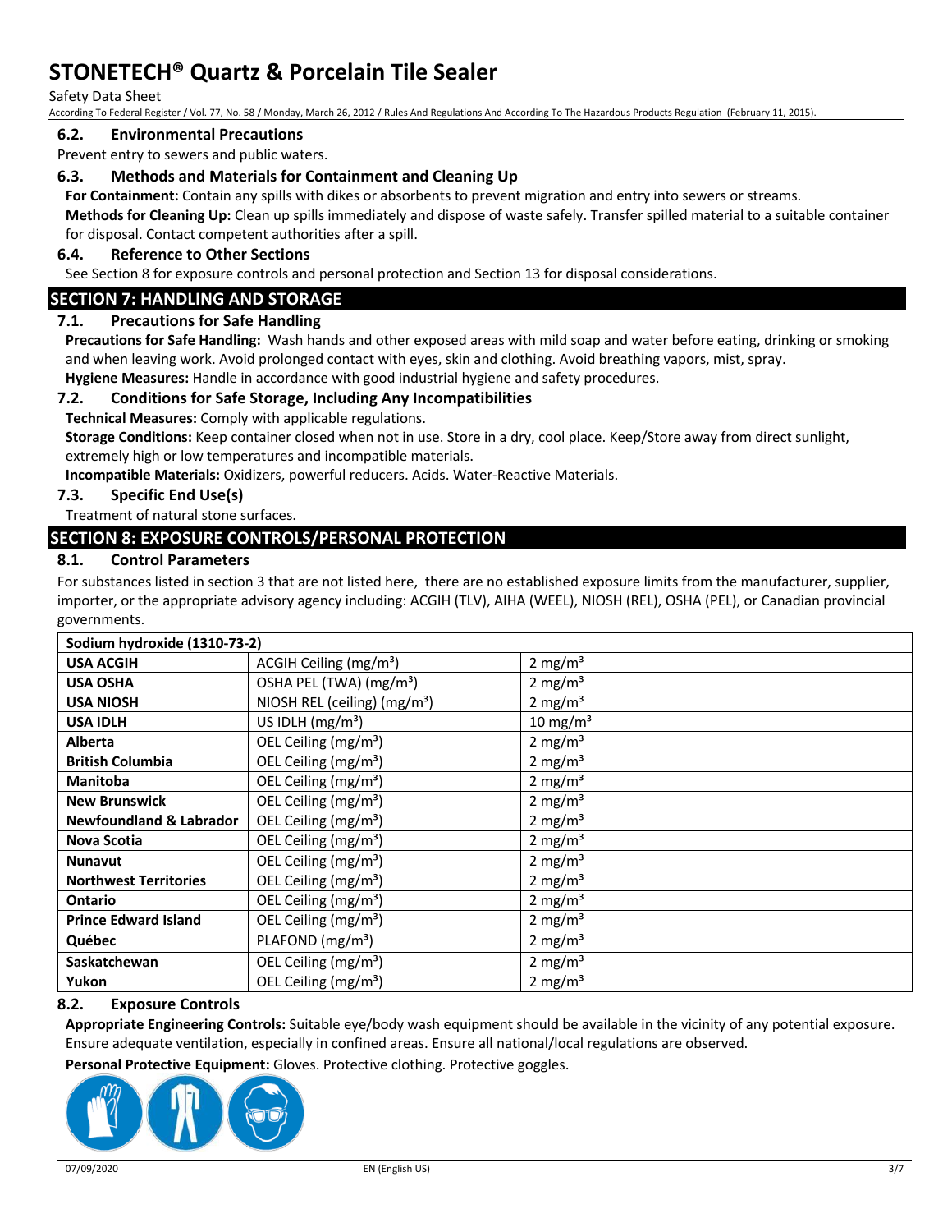### 6.2. Environmental Precautions

Prevent entry to sewers and public waters.

### 6.3. Methods and Materials for Containment and Cleaning Up

**For Containment:** Contain any spills with dikes or absorbents to prevent migration and entry into sewers or streams.

**Methods for Cleaning Up:** Clean up spills immediately and dispose of waste safely. Transfer spilled material to a suitable container for disposal. Contact competent authorities after a spill.

### 6.4. Reference to Other Sections

See Section 8 for exposure controls and personal protection and Section 13 for disposal considerations.

## SECTION 7: HANDLING AND STORAGE

### 7.1. Precautions for Safe Handling

**Precautions for Safe Handling:** Wash hands and other exposed areas with mild soap and water before eating, drinking or smoking and when leaving work. Avoid prolonged contact with eyes, skin and clothing. Avoid breathing vapors, mist, spray.

**Hygiene Measures:** Handle in accordance with good industrial hygiene and safety procedures.

### 7.2. Conditions for Safe Storage, Including Any Incompatibilities

**Technical Measures:** Comply with applicable regulations.

**Storage Conditions:** Keep container closed when not in use. Store in a dry, cool place. Keep/Store away from direct sunlight, extremely high or low temperatures and incompatible materials.

**Incompatible Materials:** Oxidizers, powerful reducers. Acids. Water-Reactive Materials.

### 7.3. Specific End Use(s)

Treatment of natural stone surfaces.

## SECTION 8: EXPOSURE CONTROLS/PERSONAL PROTECTION

### 8.1. Control Parameters

For substances listed in section 3 that are not listed here, there are no established exposure limits from the manufacturer, supplier, importer, or the appropriate advisory agency including: ACGIH (TLV), AIHA (WEEL), NIOSH (REL), OSHA (PEL), or Canadian provincial governments.

| Sodium hydroxide (1310-73-2) | | |
|---|---|---|
| **USA ACGIH** | ACGIH Ceiling (mg/m³) | 2 mg/m³ |
| **USA OSHA** | OSHA PEL (TWA) (mg/m³) | 2 mg/m³ |
| **USA NIOSH** | NIOSH REL (ceiling) (mg/m³) | 2 mg/m³ |
| **USA IDLH** | US IDLH (mg/m³) | 10 mg/m³ |
| **Alberta** | OEL Ceiling (mg/m³) | 2 mg/m³ |
| **British Columbia** | OEL Ceiling (mg/m³) | 2 mg/m³ |
| **Manitoba** | OEL Ceiling (mg/m³) | 2 mg/m³ |
| **New Brunswick** | OEL Ceiling (mg/m³) | 2 mg/m³ |
| **Newfoundland & Labrador** | OEL Ceiling (mg/m³) | 2 mg/m³ |
| **Nova Scotia** | OEL Ceiling (mg/m³) | 2 mg/m³ |
| **Nunavut** | OEL Ceiling (mg/m³) | 2 mg/m³ |
| **Northwest Territories** | OEL Ceiling (mg/m³) | 2 mg/m³ |
| **Ontario** | OEL Ceiling (mg/m³) | 2 mg/m³ |
| **Prince Edward Island** | OEL Ceiling (mg/m³) | 2 mg/m³ |
| **Québec** | PLAFOND (mg/m³) | 2 mg/m³ |
| **Saskatchewan** | OEL Ceiling (mg/m³) | 2 mg/m³ |
| **Yukon** | OEL Ceiling (mg/m³) | 2 mg/m³ |

### 8.2. Exposure Controls

**Appropriate Engineering Controls:** Suitable eye/body wash equipment should be available in the vicinity of any potential exposure. Ensure adequate ventilation, especially in confined areas. Ensure all national/local regulations are observed.

**Personal Protective Equipment:** Gloves. Protective clothing. Protective goggles.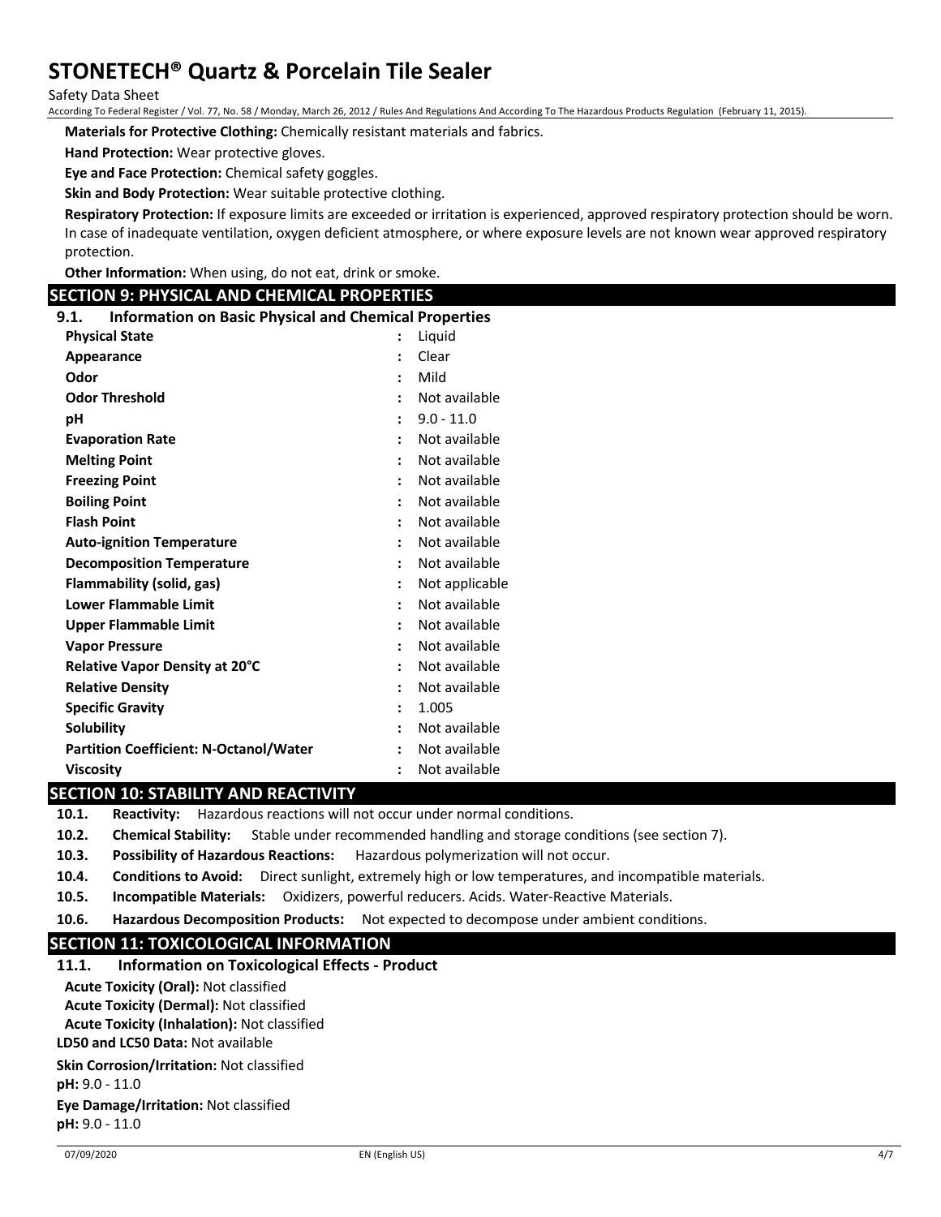**Materials for Protective Clothing:** Chemically resistant materials and fabrics.

**Hand Protection:** Wear protective gloves.

**Eye and Face Protection:** Chemical safety goggles.

**Skin and Body Protection:** Wear suitable protective clothing.

**Respiratory Protection:** If exposure limits are exceeded or irritation is experienced, approved respiratory protection should be worn. In case of inadequate ventilation, oxygen deficient atmosphere, or where exposure levels are not known wear approved respiratory protection.

**Other Information:** When using, do not eat, drink or smoke.

## SECTION 9: PHYSICAL AND CHEMICAL PROPERTIES

### 9.1. Information on Basic Physical and Chemical Properties

| Property | | Value |
|---|---|---|
| **Physical State** | : | Liquid |
| **Appearance** | : | Clear |
| **Odor** | : | Mild |
| **Odor Threshold** | : | Not available |
| **pH** | : | 9.0 - 11.0 |
| **Evaporation Rate** | : | Not available |
| **Melting Point** | : | Not available |
| **Freezing Point** | : | Not available |
| **Boiling Point** | : | Not available |
| **Flash Point** | : | Not available |
| **Auto-ignition Temperature** | : | Not available |
| **Decomposition Temperature** | : | Not available |
| **Flammability (solid, gas)** | : | Not applicable |
| **Lower Flammable Limit** | : | Not available |
| **Upper Flammable Limit** | : | Not available |
| **Vapor Pressure** | : | Not available |
| **Relative Vapor Density at 20°C** | : | Not available |
| **Relative Density** | : | Not available |
| **Specific Gravity** | : | 1.005 |
| **Solubility** | : | Not available |
| **Partition Coefficient: N-Octanol/Water** | : | Not available |
| **Viscosity** | : | Not available |

## SECTION 10: STABILITY AND REACTIVITY

**10.1. Reactivity:** Hazardous reactions will not occur under normal conditions.

**10.2. Chemical Stability:** Stable under recommended handling and storage conditions (see section 7).

**10.3. Possibility of Hazardous Reactions:** Hazardous polymerization will not occur.

**10.4. Conditions to Avoid:** Direct sunlight, extremely high or low temperatures, and incompatible materials.

**10.5. Incompatible Materials:** Oxidizers, powerful reducers. Acids. Water-Reactive Materials.

**10.6. Hazardous Decomposition Products:** Not expected to decompose under ambient conditions.

## SECTION 11: TOXICOLOGICAL INFORMATION

### 11.1. Information on Toxicological Effects - Product

**Acute Toxicity (Oral):** Not classified

**Acute Toxicity (Dermal):** Not classified

**Acute Toxicity (Inhalation):** Not classified

**LD50 and LC50 Data:** Not available

**Skin Corrosion/Irritation:** Not classified

**pH:** 9.0 - 11.0

**Eye Damage/Irritation:** Not classified

**pH:** 9.0 - 11.0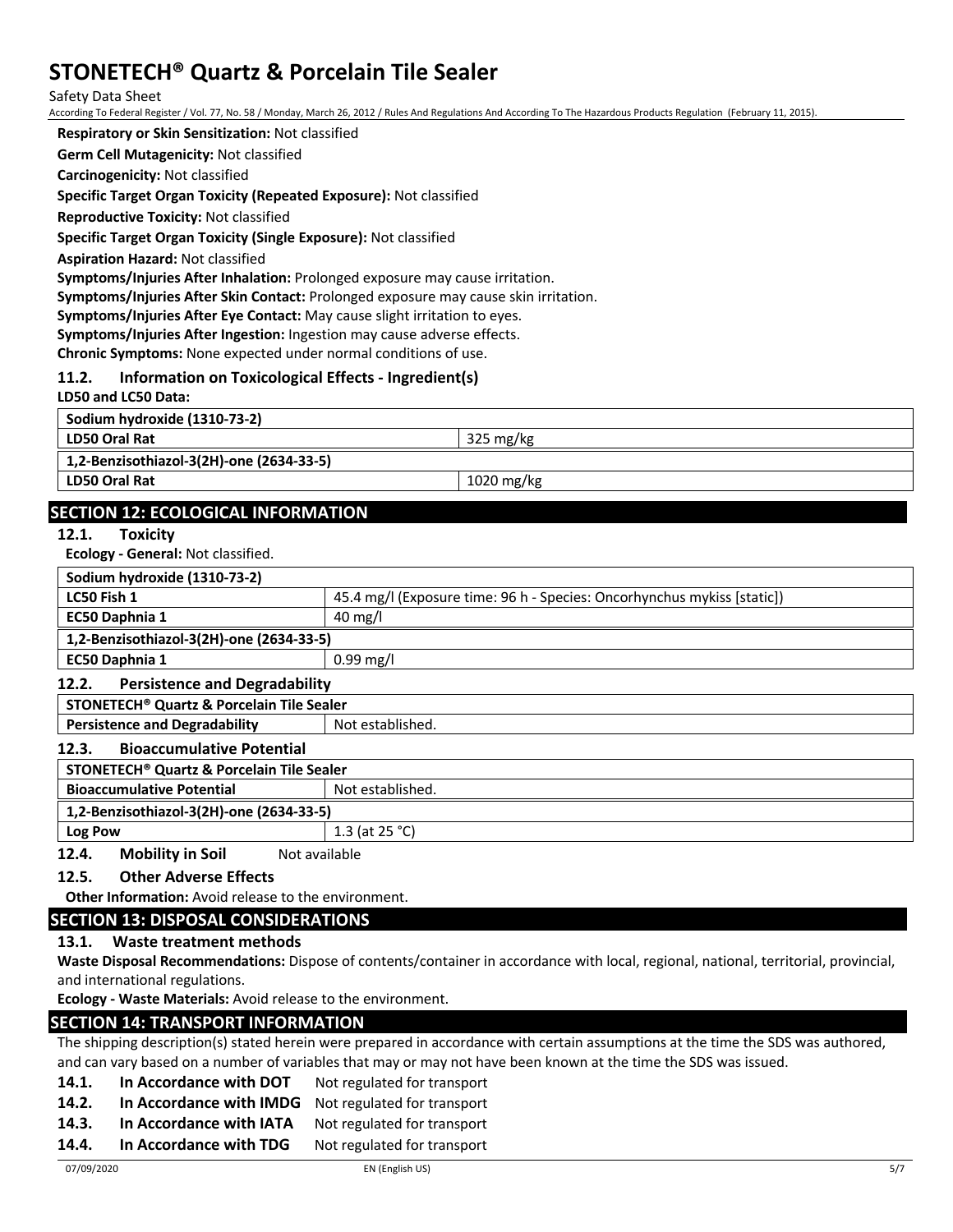**Respiratory or Skin Sensitization:** Not classified

**Germ Cell Mutagenicity:** Not classified

**Carcinogenicity:** Not classified

**Specific Target Organ Toxicity (Repeated Exposure):** Not classified

**Reproductive Toxicity:** Not classified

**Specific Target Organ Toxicity (Single Exposure):** Not classified

**Aspiration Hazard:** Not classified

**Symptoms/Injuries After Inhalation:** Prolonged exposure may cause irritation.

**Symptoms/Injuries After Skin Contact:** Prolonged exposure may cause skin irritation.

**Symptoms/Injuries After Eye Contact:** May cause slight irritation to eyes.

**Symptoms/Injuries After Ingestion:** Ingestion may cause adverse effects.

**Chronic Symptoms:** None expected under normal conditions of use.

### 11.2. Information on Toxicological Effects - Ingredient(s)

**LD50 and LC50 Data:**

| **Sodium hydroxide (1310-73-2)** | |
|---|---|
| **LD50 Oral Rat** | 325 mg/kg |
| **1,2-Benzisothiazol-3(2H)-one (2634-33-5)** | |
| **LD50 Oral Rat** | 1020 mg/kg |

## SECTION 12: ECOLOGICAL INFORMATION

### 12.1. Toxicity

**Ecology - General:** Not classified.

| **Sodium hydroxide (1310-73-2)** | |
|---|---|
| **LC50 Fish 1** | 45.4 mg/l (Exposure time: 96 h - Species: Oncorhynchus mykiss [static]) |
| **EC50 Daphnia 1** | 40 mg/l |
| **1,2-Benzisothiazol-3(2H)-one (2634-33-5)** | |
| **EC50 Daphnia 1** | 0.99 mg/l |

### 12.2. Persistence and Degradability

| **STONETECH® Quartz & Porcelain Tile Sealer** | |
|---|---|
| **Persistence and Degradability** | Not established. |

### 12.3. Bioaccumulative Potential

| **STONETECH® Quartz & Porcelain Tile Sealer** | |
|---|---|
| **Bioaccumulative Potential** | Not established. |
| **1,2-Benzisothiazol-3(2H)-one (2634-33-5)** | |
| **Log Pow** | 1.3 (at 25 °C) |

### 12.4. Mobility in Soil

Not available

### 12.5. Other Adverse Effects

**Other Information:** Avoid release to the environment.

## SECTION 13: DISPOSAL CONSIDERATIONS

### 13.1. Waste treatment methods

**Waste Disposal Recommendations:** Dispose of contents/container in accordance with local, regional, national, territorial, provincial, and international regulations.

**Ecology - Waste Materials:** Avoid release to the environment.

## SECTION 14: TRANSPORT INFORMATION

The shipping description(s) stated herein were prepared in accordance with certain assumptions at the time the SDS was authored, and can vary based on a number of variables that may or may not have been known at the time the SDS was issued.

**14.1. In Accordance with DOT** Not regulated for transport

**14.2. In Accordance with IMDG** Not regulated for transport

**14.3. In Accordance with IATA** Not regulated for transport

**14.4. In Accordance with TDG** Not regulated for transport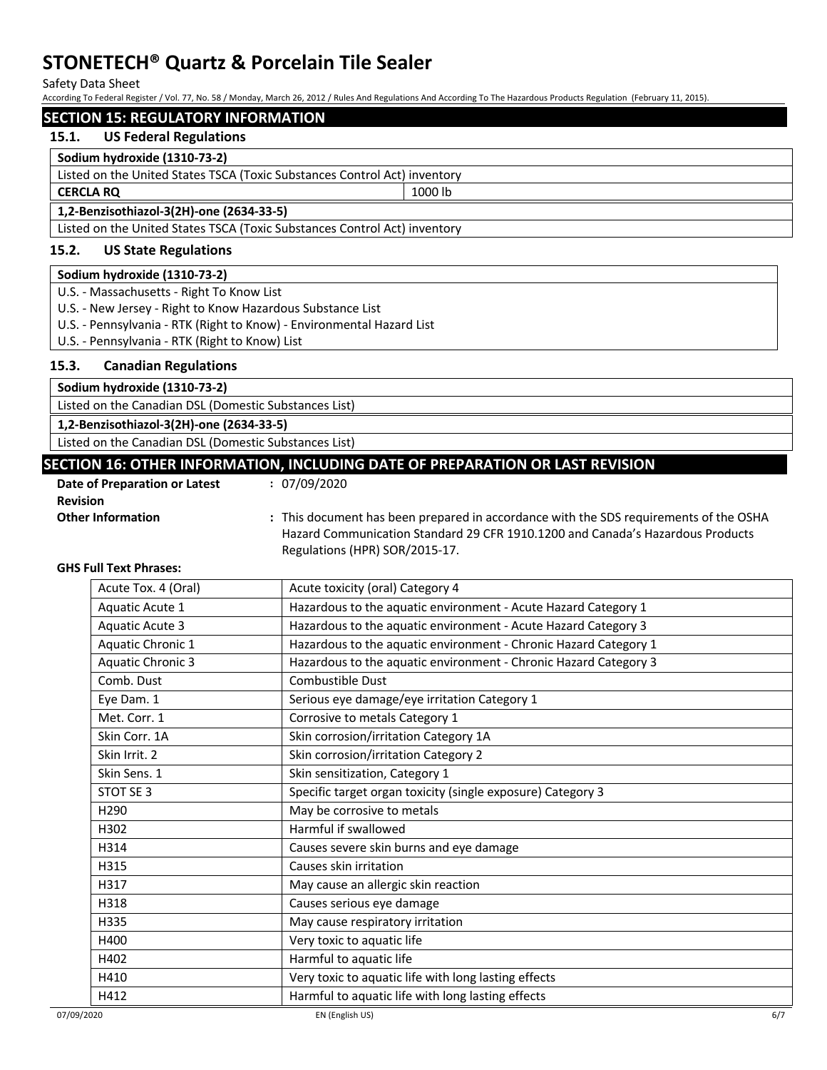## SECTION 15: REGULATORY INFORMATION

### 15.1. US Federal Regulations

| **Sodium hydroxide (1310-73-2)** | |
|---|---|
| Listed on the United States TSCA (Toxic Substances Control Act) inventory | |
| **CERCLA RQ** | 1000 lb |

| **1,2-Benzisothiazol-3(2H)-one (2634-33-5)** |
|---|
| Listed on the United States TSCA (Toxic Substances Control Act) inventory |

### 15.2. US State Regulations

| **Sodium hydroxide (1310-73-2)** |
|---|
| U.S. - Massachusetts - Right To Know List |
| U.S. - New Jersey - Right to Know Hazardous Substance List |
| U.S. - Pennsylvania - RTK (Right to Know) - Environmental Hazard List |
| U.S. - Pennsylvania - RTK (Right to Know) List |

### 15.3. Canadian Regulations

| **Sodium hydroxide (1310-73-2)** |
|---|
| Listed on the Canadian DSL (Domestic Substances List) |

| **1,2-Benzisothiazol-3(2H)-one (2634-33-5)** |
|---|
| Listed on the Canadian DSL (Domestic Substances List) |

## SECTION 16: OTHER INFORMATION, INCLUDING DATE OF PREPARATION OR LAST REVISION

**Date of Preparation or Latest Revision** : 07/09/2020

**Other Information** : This document has been prepared in accordance with the SDS requirements of the OSHA Hazard Communication Standard 29 CFR 1910.1200 and Canada's Hazardous Products Regulations (HPR) SOR/2015-17.

**GHS Full Text Phrases:**

| | |
|---|---|
| Acute Tox. 4 (Oral) | Acute toxicity (oral) Category 4 |
| Aquatic Acute 1 | Hazardous to the aquatic environment - Acute Hazard Category 1 |
| Aquatic Acute 3 | Hazardous to the aquatic environment - Acute Hazard Category 3 |
| Aquatic Chronic 1 | Hazardous to the aquatic environment - Chronic Hazard Category 1 |
| Aquatic Chronic 3 | Hazardous to the aquatic environment - Chronic Hazard Category 3 |
| Comb. Dust | Combustible Dust |
| Eye Dam. 1 | Serious eye damage/eye irritation Category 1 |
| Met. Corr. 1 | Corrosive to metals Category 1 |
| Skin Corr. 1A | Skin corrosion/irritation Category 1A |
| Skin Irrit. 2 | Skin corrosion/irritation Category 2 |
| Skin Sens. 1 | Skin sensitization, Category 1 |
| STOT SE 3 | Specific target organ toxicity (single exposure) Category 3 |
| H290 | May be corrosive to metals |
| H302 | Harmful if swallowed |
| H314 | Causes severe skin burns and eye damage |
| H315 | Causes skin irritation |
| H317 | May cause an allergic skin reaction |
| H318 | Causes serious eye damage |
| H335 | May cause respiratory irritation |
| H400 | Very toxic to aquatic life |
| H402 | Harmful to aquatic life |
| H410 | Very toxic to aquatic life with long lasting effects |
| H412 | Harmful to aquatic life with long lasting effects |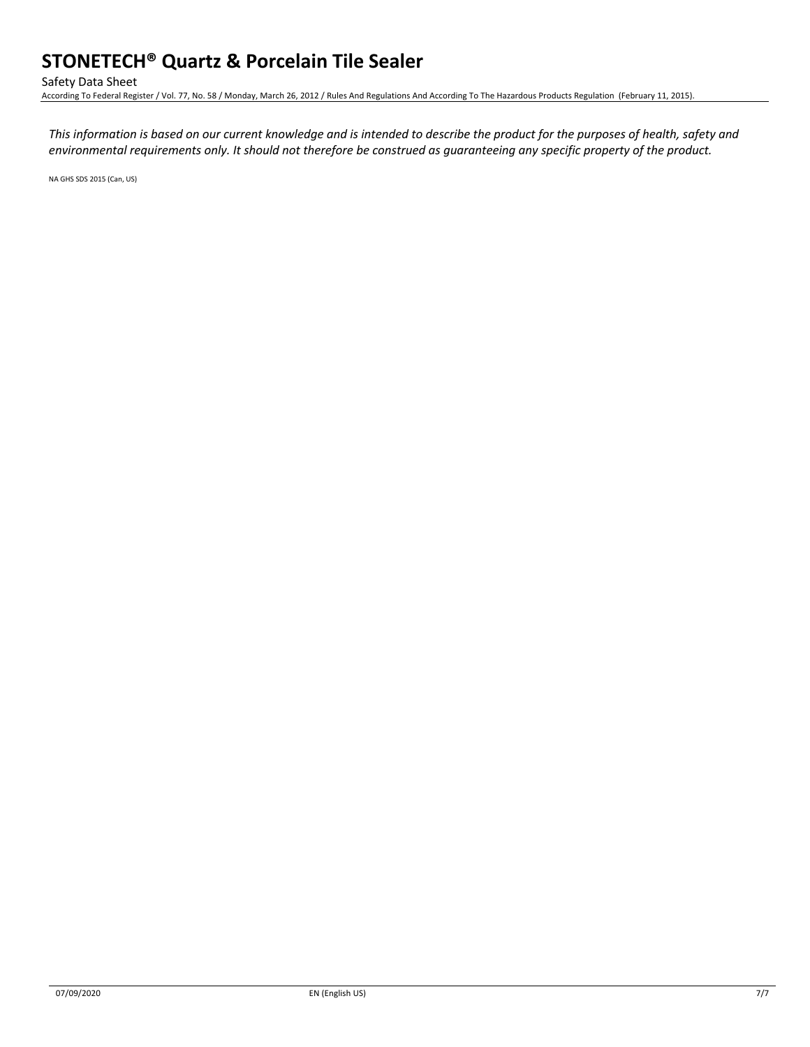*This information is based on our current knowledge and is intended to describe the product for the purposes of health, safety and environmental requirements only. It should not therefore be construed as guaranteeing any specific property of the product.*

NA GHS SDS 2015 (Can, US)